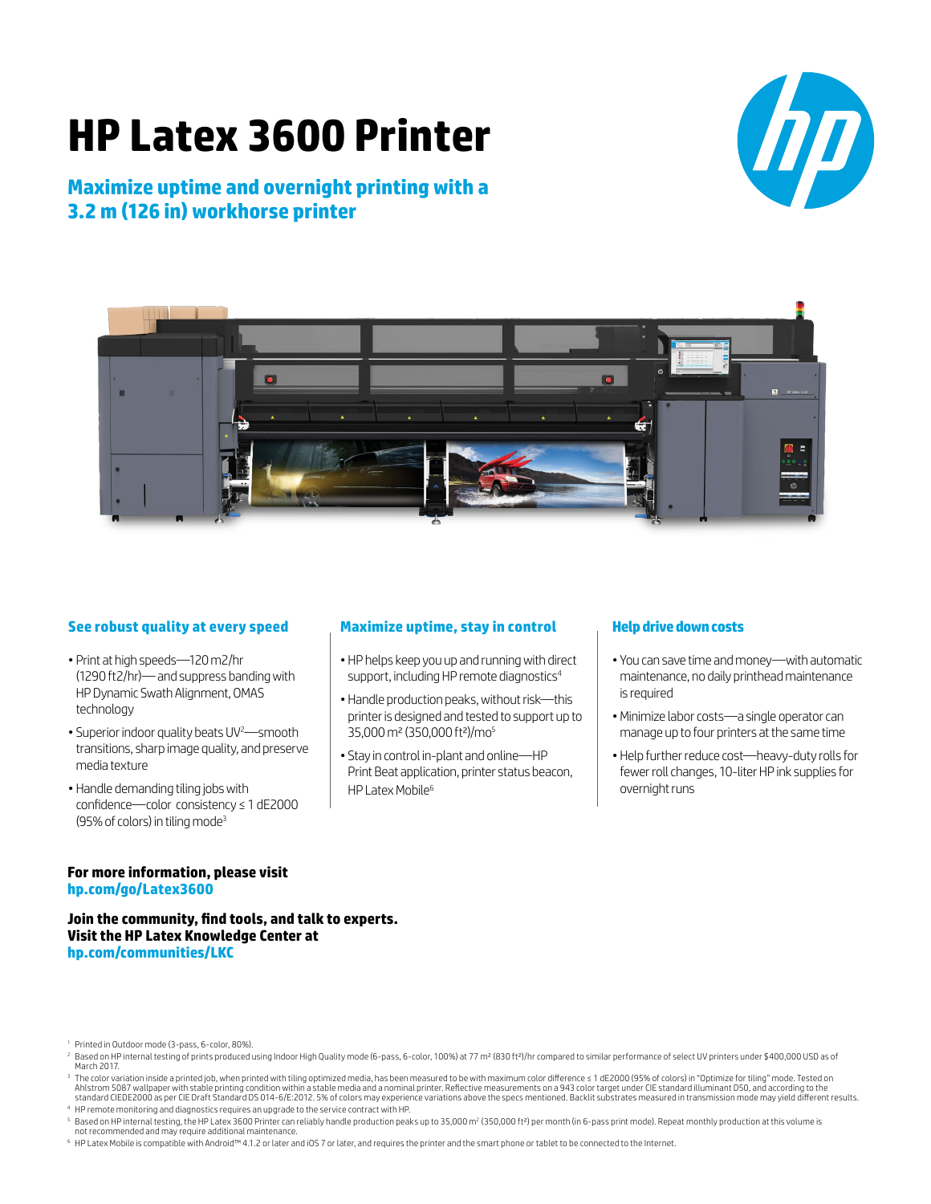# HP Latex 3600 Printer

## Maximize uptime and overnight printing with a 3.2 m (126 in) workhorse printer

### See robust quality at every speed

- Print at high speeds—120 m2/hr (1290 ft2/hr)— and suppress banding with HP Dynamic Swath Alignment, OMAS technology
- Superior indoor quality beats UV[2]—smooth transitions, sharp image quality, and preserve media texture
- Handle demanding tiling jobs with confidence—color consistency ≤ 1 dE2000 (95% of colors) in tiling mode[3]

### Maximize uptime, stay in control

- HP helps keep you up and running with direct support, including HP remote diagnostics[4]
- Handle production peaks, without risk—this printer is designed and tested to support up to 35,000 m² (350,000 ft²)/mo[5]
- Stay in control in-plant and online—HP Print Beat application, printer status beacon, HP Latex Mobile[6]

### Help drive down costs

- You can save time and money—with automatic maintenance, no daily printhead maintenance is required
- Minimize labor costs—a single operator can manage up to four printers at the same time
- Help further reduce cost—heavy-duty rolls for fewer roll changes, 10-liter HP ink supplies for overnight runs

**For more information, please visit**
**hp.com/go/Latex3600**

**Join the community, find tools, and talk to experts. Visit the HP Latex Knowledge Center at**
**hp.com/communities/LKC**

[1] Printed in Outdoor mode (3-pass, 6-color, 80%).

[2] Based on HP internal testing of prints produced using Indoor High Quality mode (6-pass, 6-color, 100%) at 77 m² (830 ft²)/hr compared to similar performance of select UV printers under $400,000 USD as of March 2017.

[3] The color variation inside a printed job, when printed with tiling optimized media, has been measured to be with maximum color difference ≤ 1 dE2000 (95% of colors) in "Optimize for tiling" mode. Tested on Ahlstrom 5087 wallpaper with stable printing condition within a stable media and a nominal printer. Reflective measurements on a 943 color target under CIE standard illuminant D50, and according to the standard CIEDE2000 as per CIE Draft Standard DS 014-6/E:2012. 5% of colors may experience variations above the specs mentioned. Backlit substrates measured in transmission mode may yield different results.

[4] HP remote monitoring and diagnostics requires an upgrade to the service contract with HP.

[5] Based on HP internal testing, the HP Latex 3600 Printer can reliably handle production peaks up to 35,000 m² (350,000 ft²) per month (in 6-pass print mode). Repeat monthly production at this volume is not recommended and may require additional maintenance.

[6] HP Latex Mobile is compatible with Android™ 4.1.2 or later and iOS 7 or later, and requires the printer and the smart phone or tablet to be connected to the Internet.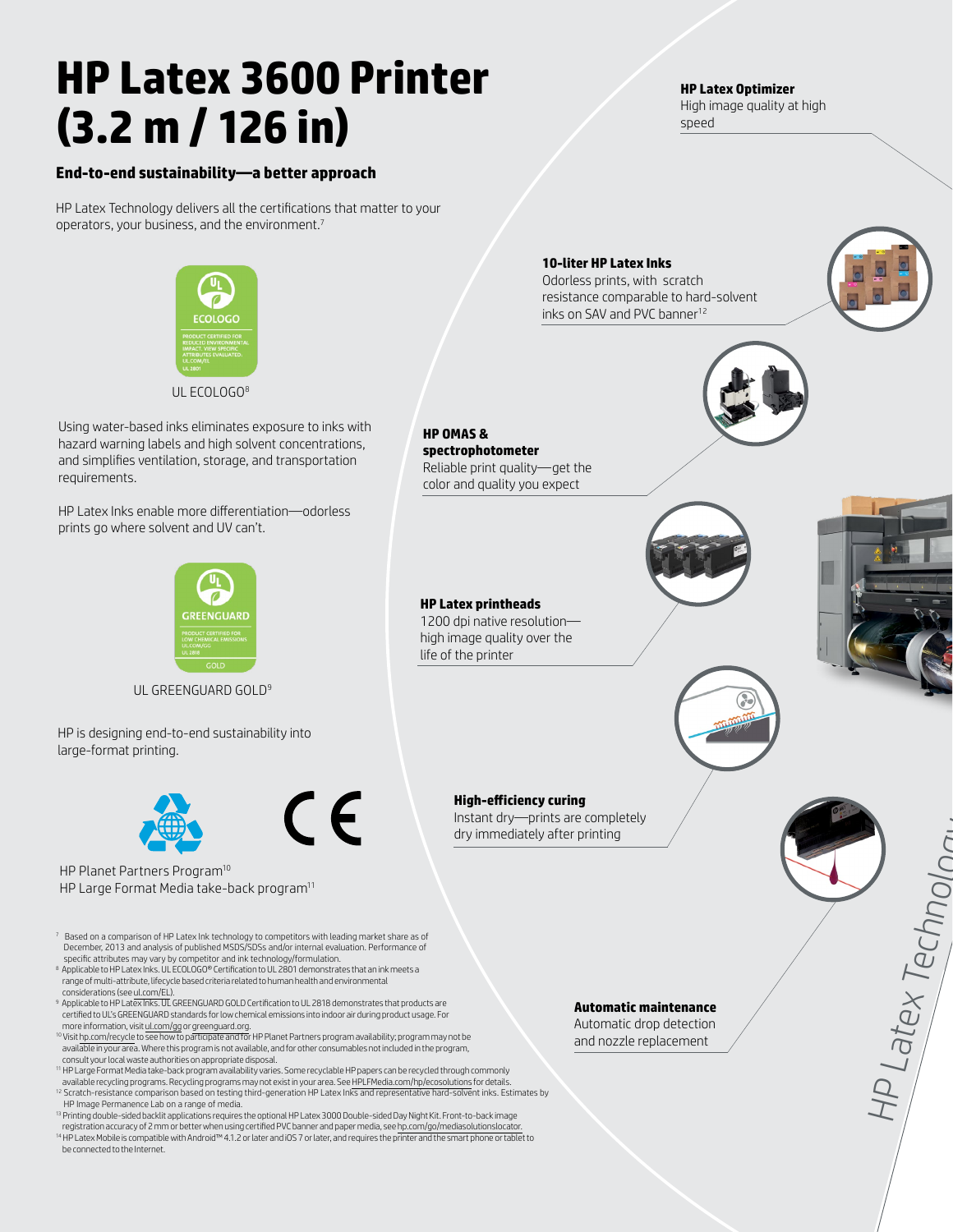# HP Latex 3600 Printer (3.2 m / 126 in)

## End-to-end sustainability—a better approach

HP Latex Technology delivers all the certifications that matter to your operators, your business, and the environment.[7]

UL ECOLOGO[8]

Using water-based inks eliminates exposure to inks with hazard warning labels and high solvent concentrations, and simplifies ventilation, storage, and transportation requirements.

HP Latex Inks enable more differentiation—odorless prints go where solvent and UV can't.

UL GREENGUARD GOLD[9]

HP is designing end-to-end sustainability into large-format printing.

HP Planet Partners Program[10]
HP Large Format Media take-back program[11]

**HP Latex Optimizer**
High image quality at high speed

**10-liter HP Latex Inks**
Odorless prints, with scratch resistance comparable to hard-solvent inks on SAV and PVC banner[12]

**HP OMAS & spectrophotometer**
Reliable print quality—get the color and quality you expect

**HP Latex printheads**
1200 dpi native resolution—high image quality over the life of the printer

**High-efficiency curing**
Instant dry—prints are completely dry immediately after printing

**Automatic maintenance**
Automatic drop detection and nozzle replacement

HP Latex Technology

[7] Based on a comparison of HP Latex Ink technology to competitors with leading market share as of December, 2013 and analysis of published MSDS/SDSs and/or internal evaluation. Performance of specific attributes may vary by competitor and ink technology/formulation.

[8] Applicable to HP Latex Inks. UL ECOLOGO® Certification to UL 2801 demonstrates that an ink meets a range of multi-attribute, lifecycle based criteria related to human health and environmental considerations (see ul.com/EL).

[9] Applicable to HP Latex Inks. UL GREENGUARD GOLD Certification to UL 2818 demonstrates that products are certified to UL's GREENGUARD standards for low chemical emissions into indoor air during product usage. For more information, visit ul.com/gg or greenguard.org.

[10] Visit hp.com/recycle to see how to participate and for HP Planet Partners program availability; program may not be available in your area. Where this program is not available, and for other consumables not included in the program, consult your local waste authorities on appropriate disposal.

[11] HP Large Format Media take-back program availability varies. Some recyclable HP papers can be recycled through commonly available recycling programs. Recycling programs may not exist in your area. See HPLFMedia.com/hp/ecosolutions for details.

[12] Scratch-resistance comparison based on testing third-generation HP Latex Inks and representative hard-solvent inks. Estimates by HP Image Permanence Lab on a range of media.

[13] Printing double-sided backlit applications requires the optional HP Latex 3000 Double-sided Day Night Kit. Front-to-back image registration accuracy of 2 mm or better when using certified PVC banner and paper media, see hp.com/go/mediasolutionslocator.

[14] HP Latex Mobile is compatible with Android™ 4.1.2 or later and iOS 7 or later, and requires the printer and the smart phone or tablet to be connected to the Internet.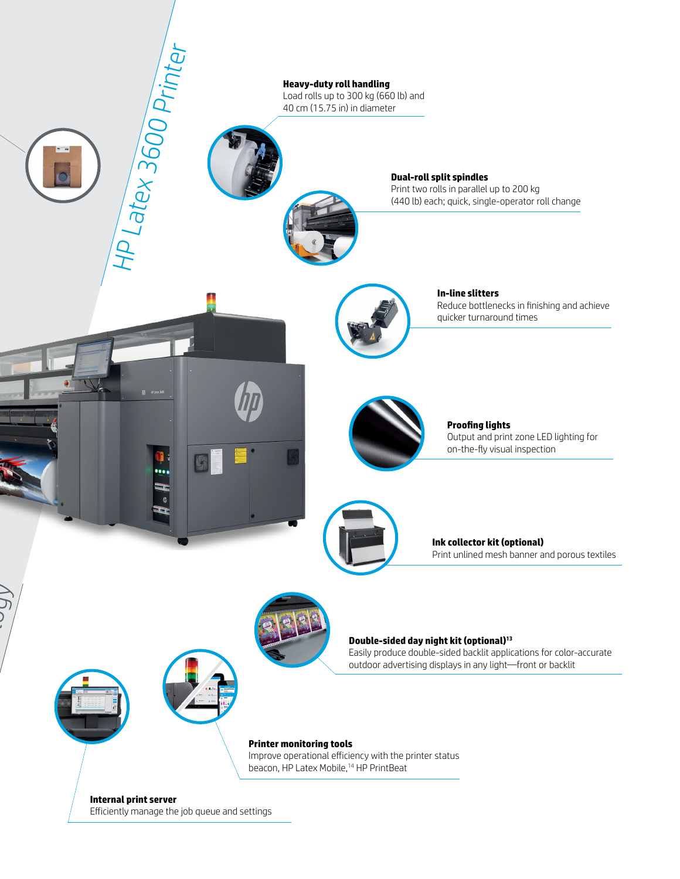# HP Latex 3600 Printer

**Heavy-duty roll handling**
Load rolls up to 300 kg (660 lb) and 40 cm (15.75 in) in diameter

**Dual-roll split spindles**
Print two rolls in parallel up to 200 kg (440 lb) each; quick, single-operator roll change

**In-line slitters**
Reduce bottlenecks in finishing and achieve quicker turnaround times

**Proofing lights**
Output and print zone LED lighting for on-the-fly visual inspection

**Ink collector kit (optional)**
Print unlined mesh banner and porous textiles

**Double-sided day night kit (optional)**[13]
Easily produce double-sided backlit applications for color-accurate outdoor advertising displays in any light—front or backlit

**Printer monitoring tools**
Improve operational efficiency with the printer status beacon, HP Latex Mobile,[14] HP PrintBeat

**Internal print server**
Efficiently manage the job queue and settings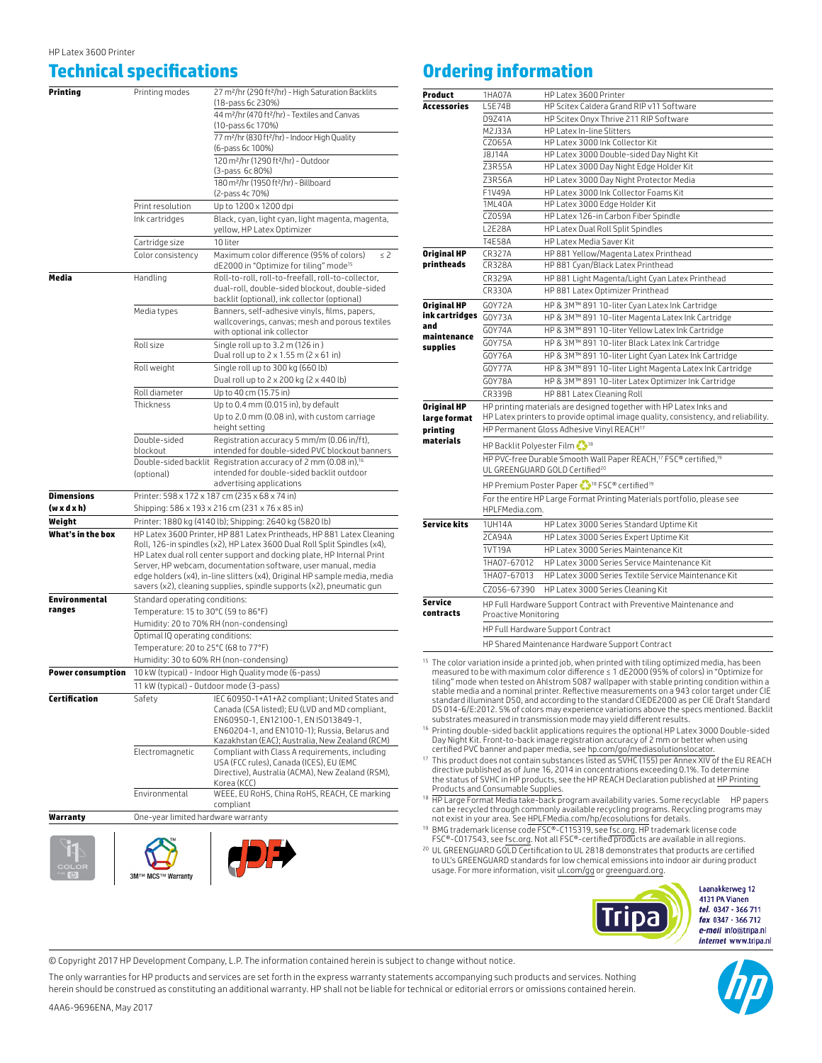HP Latex 3600 Printer

## Technical specifications

| | | |
|---|---|---|
| **Printing** | Printing modes | 27 m²/hr (290 ft²/hr) - High Saturation Backlits (18-pass 6c 230%) |
| | | 44 m²/hr (470 ft²/hr) - Textiles and Canvas (10-pass 6c 170%) |
| | | 77 m²/hr (830 ft²/hr) - Indoor High Quality (6-pass 6c 100%) |
| | | 120 m²/hr (1290 ft²/hr) - Outdoor (3-pass 6c 80%) |
| | | 180 m²/hr (1950 ft²/hr) - Billboard (2-pass 4c 70%) |
| | Print resolution | Up to 1200 x 1200 dpi |
| | Ink cartridges | Black, cyan, light cyan, light magenta, magenta, yellow, HP Latex Optimizer |
| | Cartridge size | 10 liter |
| | Color consistency | Maximum color difference (95% of colors) ≤ 2 dE2000 in "Optimize for tiling" mode[15] |
| **Media** | Handling | Roll-to-roll, roll-to-freefall, roll-to-collector, dual-roll, double-sided blockout, double-sided backlit (optional), ink collector (optional) |
| | Media types | Banners, self-adhesive vinyls, films, papers, wallcoverings, canvas; mesh and porous textiles with optional ink collector |
| | Roll size | Single roll up to 3.2 m (126 in) Dual roll up to 2 x 1.55 m (2 x 61 in) |
| | Roll weight | Single roll up to 300 kg (660 lb) Dual roll up to 2 x 200 kg (2 x 440 lb) |
| | Roll diameter | Up to 40 cm (15.75 in) |
| | Thickness | Up to 0.4 mm (0.015 in), by default Up to 2.0 mm (0.08 in), with custom carriage height setting |
| | Double-sided blockout | Registration accuracy 5 mm/m (0.06 in/ft), intended for double-sided PVC blockout banners |
| | Double-sided backlit (optional) | Registration accuracy of 2 mm (0.08 in),[16] intended for double-sided backlit outdoor advertising applications |
| **Dimensions (w x d x h)** | Printer: 598 x 172 x 187 cm (235 x 68 x 74 in) Shipping: 586 x 193 x 216 cm (231 x 76 x 85 in) | |
| **Weight** | Printer: 1880 kg (4140 lb); Shipping: 2640 kg (5820 lb) | |
| **What's in the box** | HP Latex 3600 Printer, HP 881 Latex Printheads, HP 881 Latex Cleaning Roll, 126-in spindles (x2), HP Latex 3600 Dual Roll Split Spindles (x4), HP Latex dual roll center support and docking plate, HP Internal Print Server, HP webcam, documentation software, user manual, media edge holders (x4), in-line slitters (x4), Original HP sample media, media savers (x2), cleaning supplies, spindle supports (x2), pneumatic gun | |
| **Environmental ranges** | Standard operating conditions: Temperature: 15 to 30°C (59 to 86°F) Humidity: 20 to 70% RH (non-condensing) | |
| | Optimal IQ operating conditions: Temperature: 20 to 25°C (68 to 77°F) Humidity: 30 to 60% RH (non-condensing) | |
| **Power consumption** | 10 kW (typical) - Indoor High Quality mode (6-pass) | |
| | 11 kW (typical) - Outdoor mode (3-pass) | |
| **Certification** | Safety | IEC 60950-1+A1+A2 compliant; United States and Canada (CSA listed); EU (LVD and MD compliant, EN60950-1, EN12100-1, EN ISO13849-1, EN60204-1, and EN1010-1); Russia, Belarus and Kazakhstan (EAC); Australia, New Zealand (RCM) |
| | Electromagnetic | Compliant with Class A requirements, including USA (FCC rules), Canada (ICES), EU (EMC Directive), Australia (ACMA), New Zealand (RSM), Korea (KCC) |
| | Environmental | WEEE, EU RoHS, China RoHS, REACH, CE marking compliant |
| **Warranty** | One-year limited hardware warranty | |

3M™ MCS™ Warranty

## Ordering information

| | | |
|---|---|---|
| **Product** | 1HA07A | HP Latex 3600 Printer |
| **Accessories** | L5E74B | HP Scitex Caldera Grand RIP v11 Software |
| | D9Z41A | HP Scitex Onyx Thrive 211 RIP Software |
| | M2J33A | HP Latex In-line Slitters |
| | CZ065A | HP Latex 3000 Ink Collector Kit |
| | J8J14A | HP Latex 3000 Double-sided Day Night Kit |
| | Z3R55A | HP Latex 3000 Day Night Edge Holder Kit |
| | Z3R56A | HP Latex 3000 Day Night Protector Media |
| | F1V49A | HP Latex 3000 Ink Collector Foams Kit |
| | 1ML40A | HP Latex 3000 Edge Holder Kit |
| | CZ059A | HP Latex 126-in Carbon Fiber Spindle |
| | L2E28A | HP Latex Dual Roll Split Spindles |
| | T4E58A | HP Latex Media Saver Kit |
| **Original HP printheads** | CR327A | HP 881 Yellow/Magenta Latex Printhead |
| | CR328A | HP 881 Cyan/Black Latex Printhead |
| | CR329A | HP 881 Light Magenta/Light Cyan Latex Printhead |
| | CR330A | HP 881 Latex Optimizer Printhead |
| **Original HP ink cartridges and maintenance supplies** | G0Y72A | HP & 3M™ 891 10-liter Cyan Latex Ink Cartridge |
| | G0Y73A | HP & 3M™ 891 10-liter Magenta Latex Ink Cartridge |
| | G0Y74A | HP & 3M™ 891 10-liter Yellow Latex Ink Cartridge |
| | G0Y75A | HP & 3M™ 891 10-liter Black Latex Ink Cartridge |
| | G0Y76A | HP & 3M™ 891 10-liter Light Cyan Latex Ink Cartridge |
| | G0Y77A | HP & 3M™ 891 10-liter Light Magenta Latex Ink Cartridge |
| | G0Y78A | HP & 3M™ 891 10-liter Latex Optimizer Ink Cartridge |
| | CR339B | HP 881 Latex Cleaning Roll |
| **Original HP large format printing materials** | HP printing materials are designed together with HP Latex Inks and HP Latex printers to provide optimal image quality, consistency, and reliability. | |
| | HP Permanent Gloss Adhesive Vinyl REACH[17] | |
| | HP Backlit Polyester Film[18] | |
| | HP PVC-free Durable Smooth Wall Paper REACH,[17] FSC® certified,[19] UL GREENGUARD GOLD Certified[20] | |
| | HP Premium Poster Paper[18] FSC® certified[19] | |
| | For the entire HP Large Format Printing Materials portfolio, please see HPLFMedia.com. | |
| **Service kits** | 1UH14A | HP Latex 3000 Series Standard Uptime Kit |
| | 2CA94A | HP Latex 3000 Series Expert Uptime Kit |
| | 1VT19A | HP Latex 3000 Series Maintenance Kit |
| | 1HA07-67012 | HP Latex 3000 Series Service Maintenance Kit |
| | 1HA07-67013 | HP Latex 3000 Series Textile Service Maintenance Kit |
| | CZ056-67390 | HP Latex 3000 Series Cleaning Kit |
| **Service contracts** | HP Full Hardware Support Contract with Preventive Maintenance and Proactive Monitoring | |
| | HP Full Hardware Support Contract | |
| | HP Shared Maintenance Hardware Support Contract | |

[15] The color variation inside a printed job, when printed with tiling optimized media, has been measured to be with maximum color difference ≤ 1 dE2000 (95% of colors) in "Optimize for tiling" mode when tested on Ahlstrom 5087 wallpaper with stable printing condition within a stable media and a nominal printer. Reflective measurements on a 943 color target under CIE standard illuminant D50, and according to the standard CIEDE2000 as per CIE Draft Standard DS 014-6/E:2012. 5% of colors may experience variations above the specs mentioned. Backlit substrates measured in transmission mode may yield different results.

[16] Printing double-sided backlit applications requires the optional HP Latex 3000 Double-sided Day Night Kit. Front-to-back image registration accuracy of 2 mm or better when using certified PVC banner and paper media, see hp.com/go/mediasolutionslocator.

[17] This product does not contain substances listed as SVHC (155) per Annex XIV of the EU REACH directive published as of June 16, 2014 in concentrations exceeding 0.1%. To determine the status of SVHC in HP products, see the HP REACH Declaration published at HP Printing Products and Consumable Supplies.

[18] HP Large Format Media take-back program availability varies. Some recyclable HP papers can be recycled through commonly available recycling programs. Recycling programs may not exist in your area. See HPLFMedia.com/hp/ecosolutions for details.

[19] BMG trademark license code FSC®-C115319, see fsc.org. HP trademark license code FSC®-C017543, see fsc.org. Not all FSC®-certified products are available in all regions.

[20] UL GREENGUARD GOLD Certification to UL 2818 demonstrates that products are certified to UL's GREENGUARD standards for low chemical emissions into indoor air during product usage. For more information, visit ul.com/gg or greenguard.org.

Laanakkerweg 12
4131 PA Vianen
tel. 0347 - 366 711
fax 0347 - 366 712
e-mail info@tripa.nl
internet www.tripa.nl

© Copyright 2017 HP Development Company, L.P. The information contained herein is subject to change without notice.

The only warranties for HP products and services are set forth in the express warranty statements accompanying such products and services. Nothing herein should be construed as constituting an additional warranty. HP shall not be liable for technical or editorial errors or omissions contained herein.

4AA6-9696ENA, May 2017